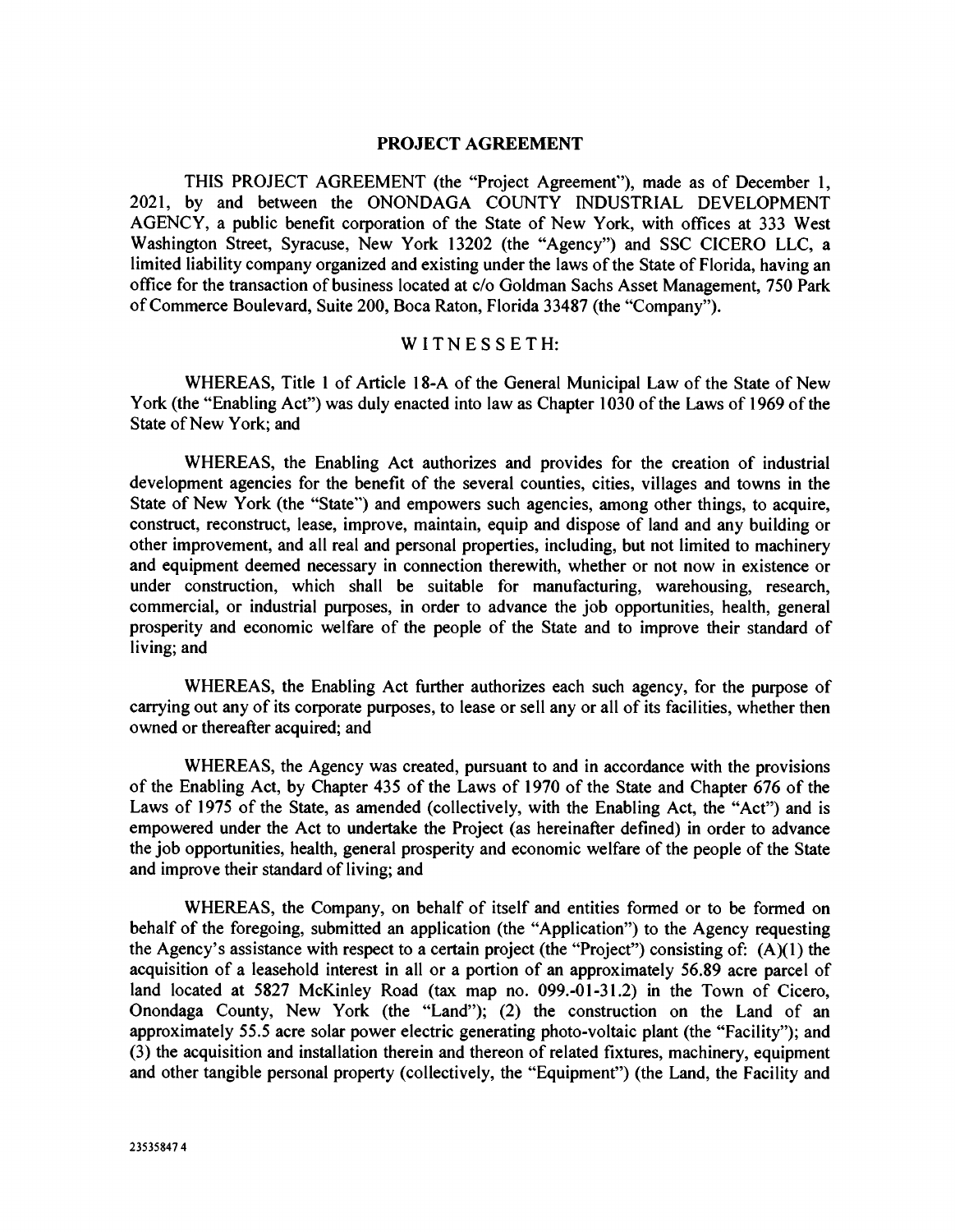# PROJECT AGREEMENT

THIS PROJECT AGREEMENT (the "Project Agreement"), made as of December 1, 2021, by and between the ONONDAGA COUNTY INDUSTRIAL DEVELOPMENT AGENCY, a public benefit corporation of the State of New York, with offices at 333 West Washington Street, Syracuse, New York 13202 (the "Agency") and SSC CICERO LLC, a limited liability company organized and existing under the laws of the State of Florida, having an office for the transaction of business located at c/o Goldman Sachs Asset Management, 750 Park of Commerce Boulevard, Suite 200, Boca Raton, Florida 33487 (the "Company").

## WITNESSETH:

WHEREAS, Title 1 of Article 18-A of the General Municipal Law of the State of New York (the "Enabling Act") was duly enacted into law as Chapter 1030 of the Laws of 1969 of the State of New York; and

WHEREAS, the Enabling Act authorizes and provides for the creation of industrial development agencies for the benefit of the several counties, cities, villages and towns in the State of New York (the "State") and empowers such agencies, among other things, to acquire, construct, reconstruct, lease, improve, maintain, equip and dispose of land and any building or other improvement, and all real and personal properties, including, but not limited to machinery and equipment deemed necessary in connection therewith, whether or not now in existence or under construction, which shall be suitable for manufacturing, warehousing, research, commercial, or industrial purposes, in order to advance the job opportunities, health, general prosperity and economic welfare of the people of the State and to improve their standard of living; and

WHEREAS, the Enabling Act further authorizes each such agency, for the purpose of carrying out any of its corporate purposes, to lease or sell any or all of its facilities, whether then owned or thereafter acquired; and

WHEREAS, the Agency was created, pursuant to and in accordance with the provisions of the Enabling Act, by Chapter 435 of the Laws of 1970 of the State and Chapter 676 of the Laws of 1975 of the State, as amended (collectively, with the Enabling Act, the "Act") and is empowered under the Act to undertake the Project (as hereinafter defined) in order to advance the job opportunities, health, general prosperity and economic welfare of the people of the State and improve their standard of living; and

WHEREAS, the Company, on behalf of itself and entities formed or to be formed on behalf of the foregoing, submitted an application (the "Application") to the Agency requesting the Agency's assistance with respect to a certain project (the "Project") consisting of: (A)(1) the acquisition of a leasehold interest in all or a portion of an approximately 56.89 acre parcel of land located at 5827 McKinley Road (tax map no. 099.-01-31.2) in the Town of Cicero, Onondaga County, New York (the "Land"); (2) the construction on the Land of an approximately 55.5 acre solar power electric generating photo-voltaic plant (the "Facility"); and (3) the acquisition and installation therein and thereon of related fixtures, machinery, equipment and other tangible personal property (collectively, the "Equipment") (the Land, the Facility and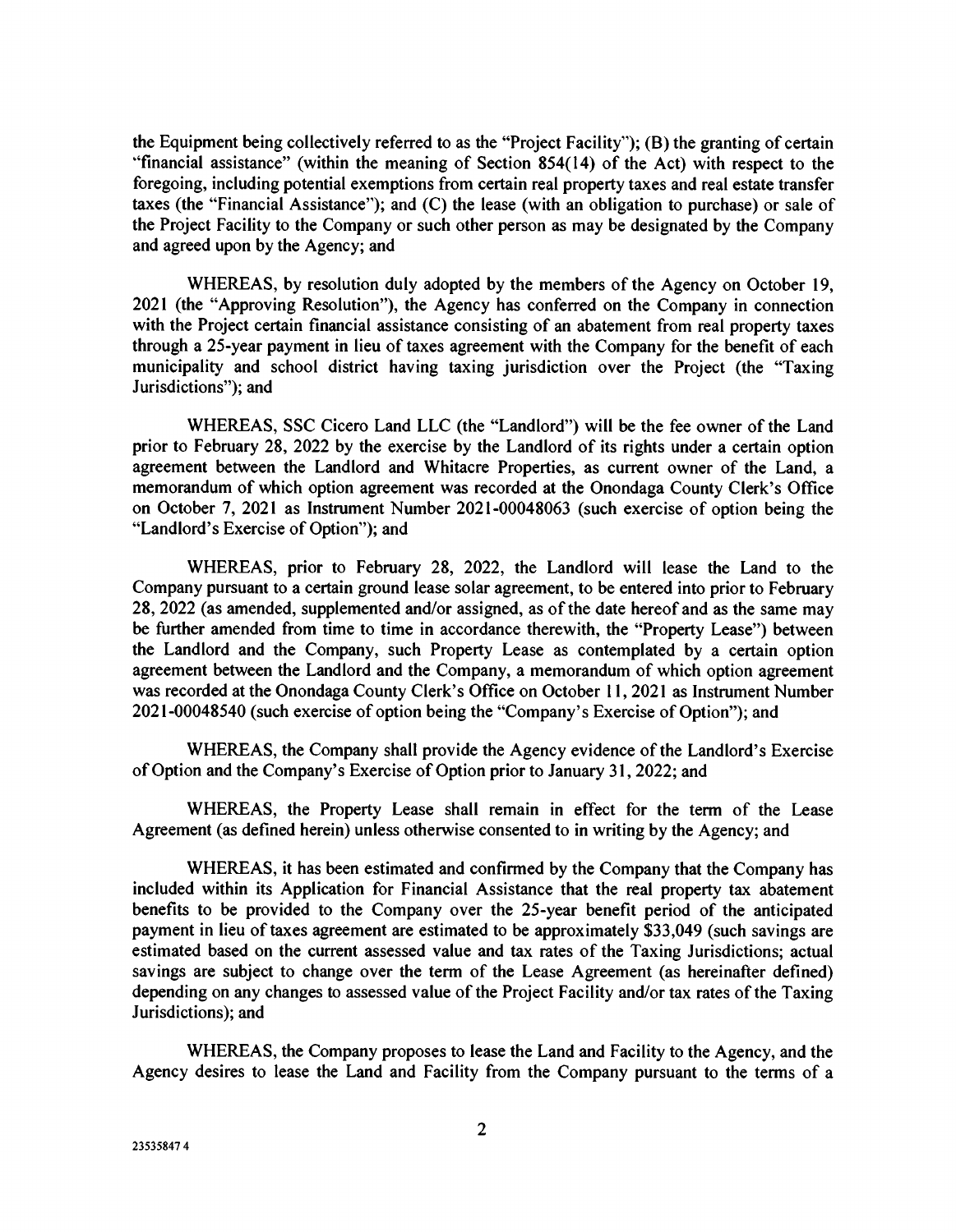the Equipment being collectively referred to as the "Project Facility"); (B) the granting of certain "financial assistance" (within the meaning of Section 854(14) of the Act) with respect to the foregoing, including potential exemptions from certain real property taxes and real estate transfer taxes (the "Financial Assistance"); and (C) the lease (with an obligation to purchase) or sale of the Project Facility to the Company or such other person as may be designated by the Company and agreed upon by the Agency; and

WHEREAS, by resolution duly adopted by the members of the Agency on October 19, 2021 (the "Approving Resolution"), the Agency has conferred on the Company in connection with the Project certain financial assistance consisting of an abatement from real property taxes through a 25-year payment in lieu of taxes agreement with the Company for the benefit of each municipality and school district having taxing jurisdiction over the Project (the "Taxing Jurisdictions"); and

WHEREAS, SSC Cicero Land LLC (the "Landlord") will be the fee owner of the Land prior to February 28, 2022 by the exercise by the Landlord of its rights under a certain option agreement between the Landlord and Whitacre Properties, as current owner of the Land, a memorandum of which option agreement was recorded at the Onondaga County Clerk's Office on October 7, 2021 as Instrument Number 2021-00048063 (such exercise of option being the "Landlord's Exercise of Option"); and

WHEREAS, prior to February 28, 2022, the Landlord will lease the Land to the Company pursuant to a certain ground lease solar agreement, to be entered into prior to February 28, 2022 (as amended, supplemented and/or assigned, as of the date hereof and as the same may be further amended from time to time in accordance therewith, the "Property Lease") between the Landlord and the Company, such Property Lease as contemplated by a certain option agreement between the Landlord and the Company, a memorandum of which option agreement was recorded at the Onondaga County Clerk's Office on October 11, 2021 as Instrument Number 2021-00048540 (such exercise of option being the "Company's Exercise of Option"); and

WHEREAS, the Company shall provide the Agency evidence of the Landlord's Exercise of Option and the Company's Exercise of Option prior to January 31, 2022; and

WHEREAS, the Property Lease shall remain in effect for the term of the Lease Agreement (as defined herein) unless otherwise consented to in writing by the Agency; and

WHEREAS, it has been estimated and confirmed by the Company that the Company has included within its Application for Financial Assistance that the real property tax abatement benefits to be provided to the Company over the 25-year benefit period of the anticipated payment in lieu of taxes agreement are estimated to be approximately $33,049 (such savings are estimated based on the current assessed value and tax rates of the Taxing Jurisdictions; actual savings are subject to change over the term of the Lease Agreement (as hereinafter defined) depending on any changes to assessed value of the Project Facility and/or tax rates of the Taxing Jurisdictions); and

WHEREAS, the Company proposes to lease the Land and Facility to the Agency, and the Agency desires to lease the Land and Facility from the Company pursuant to the terms of a

23535847 4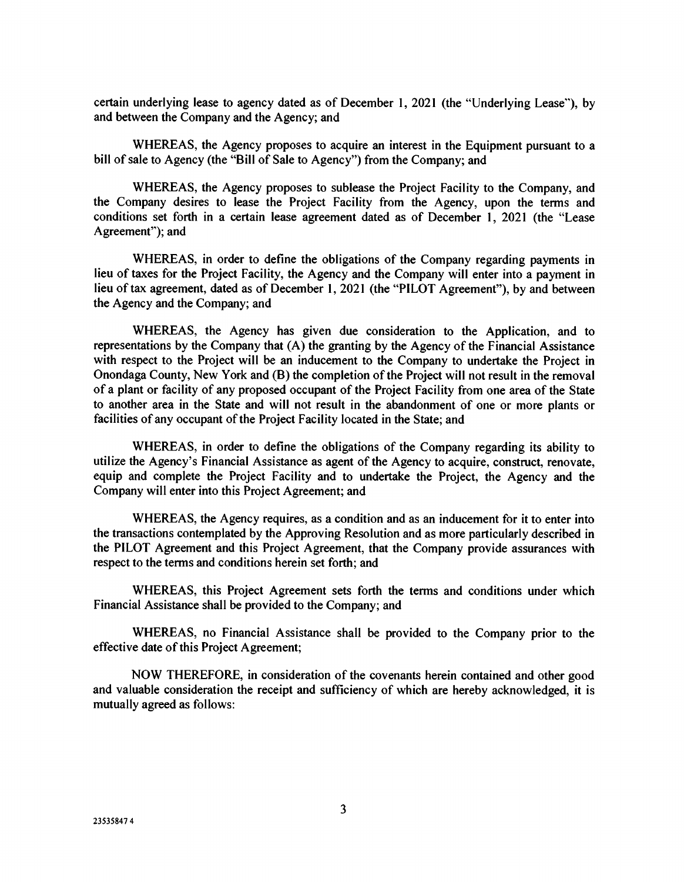certain underlying lease to agency dated as of December 1, 2021 (the "Underlying Lease"), by and between the Company and the Agency; and

WHEREAS, the Agency proposes to acquire an interest in the Equipment pursuant to a bill of sale to Agency (the "Bill of Sale to Agency") from the Company; and

WHEREAS, the Agency proposes to sublease the Project Facility to the Company, and the Company desires to lease the Project Facility from the Agency, upon the terms and conditions set forth in a certain lease agreement dated as of December 1, 2021 (the "Lease Agreement"); and

WHEREAS, in order to define the obligations of the Company regarding payments in lieu of taxes for the Project Facility, the Agency and the Company will enter into a payment in lieu of tax agreement, dated as of December 1, 2021 (the "PILOT Agreement"), by and between the Agency and the Company; and

WHEREAS, the Agency has given due consideration to the Application, and to representations by the Company that (A) the granting by the Agency of the Financial Assistance with respect to the Project will be an inducement to the Company to undertake the Project in Onondaga County, New York and (B) the completion of the Project will not result in the removal of a plant or facility of any proposed occupant of the Project Facility from one area of the State to another area in the State and will not result in the abandonment of one or more plants or facilities of any occupant of the Project Facility located in the State; and

WHEREAS, in order to define the obligations of the Company regarding its ability to utilize the Agency's Financial Assistance as agent of the Agency to acquire, construct, renovate, equip and complete the Project Facility and to undertake the Project, the Agency and the Company will enter into this Project Agreement; and

WHEREAS, the Agency requires, as a condition and as an inducement for it to enter into the transactions contemplated by the Approving Resolution and as more particularly described in the PILOT Agreement and this Project Agreement, that the Company provide assurances with respect to the terms and conditions herein set forth; and

WHEREAS, this Project Agreement sets forth the terms and conditions under which Financial Assistance shall be provided to the Company; and

WHEREAS, no Financial Assistance shall be provided to the Company prior to the effective date of this Project Agreement;

NOW THEREFORE, in consideration of the covenants herein contained and other good and valuable consideration the receipt and sufficiency of which are hereby acknowledged, it is mutually agreed as follows:

23535847 4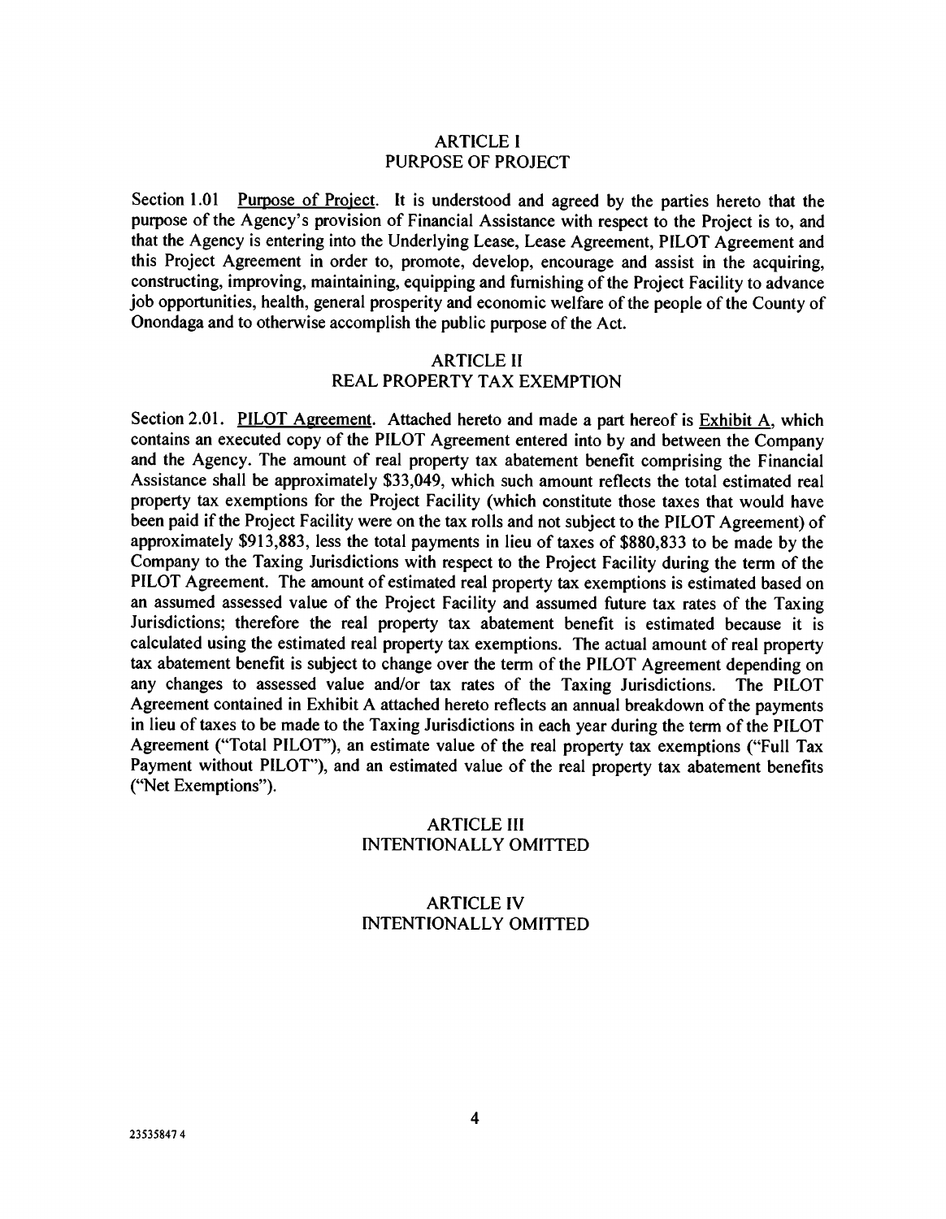## ARTICLE I
## PURPOSE OF PROJECT

Section 1.01 Purpose of Project. It is understood and agreed by the parties hereto that the purpose of the Agency's provision of Financial Assistance with respect to the Project is to, and that the Agency is entering into the Underlying Lease, Lease Agreement, PILOT Agreement and this Project Agreement in order to, promote, develop, encourage and assist in the acquiring, constructing, improving, maintaining, equipping and furnishing of the Project Facility to advance job opportunities, health, general prosperity and economic welfare of the people of the County of Onondaga and to otherwise accomplish the public purpose of the Act.

## ARTICLE II
## REAL PROPERTY TAX EXEMPTION

Section 2.01. PILOT Agreement. Attached hereto and made a part hereof is Exhibit A, which contains an executed copy of the PILOT Agreement entered into by and between the Company and the Agency. The amount of real property tax abatement benefit comprising the Financial Assistance shall be approximately $33,049, which such amount reflects the total estimated real property tax exemptions for the Project Facility (which constitute those taxes that would have been paid if the Project Facility were on the tax rolls and not subject to the PILOT Agreement) of approximately $913,883, less the total payments in lieu of taxes of $880,833 to be made by the Company to the Taxing Jurisdictions with respect to the Project Facility during the term of the PILOT Agreement. The amount of estimated real property tax exemptions is estimated based on an assumed assessed value of the Project Facility and assumed future tax rates of the Taxing Jurisdictions; therefore the real property tax abatement benefit is estimated because it is calculated using the estimated real property tax exemptions. The actual amount of real property tax abatement benefit is subject to change over the term of the PILOT Agreement depending on any changes to assessed value and/or tax rates of the Taxing Jurisdictions. The PILOT Agreement contained in Exhibit A attached hereto reflects an annual breakdown of the payments in lieu of taxes to be made to the Taxing Jurisdictions in each year during the term of the PILOT Agreement ("Total PILOT"), an estimate value of the real property tax exemptions ("Full Tax Payment without PILOT"), and an estimated value of the real property tax abatement benefits ("Net Exemptions").

## ARTICLE III
## INTENTIONALLY OMITTED

## ARTICLE IV
## INTENTIONALLY OMITTED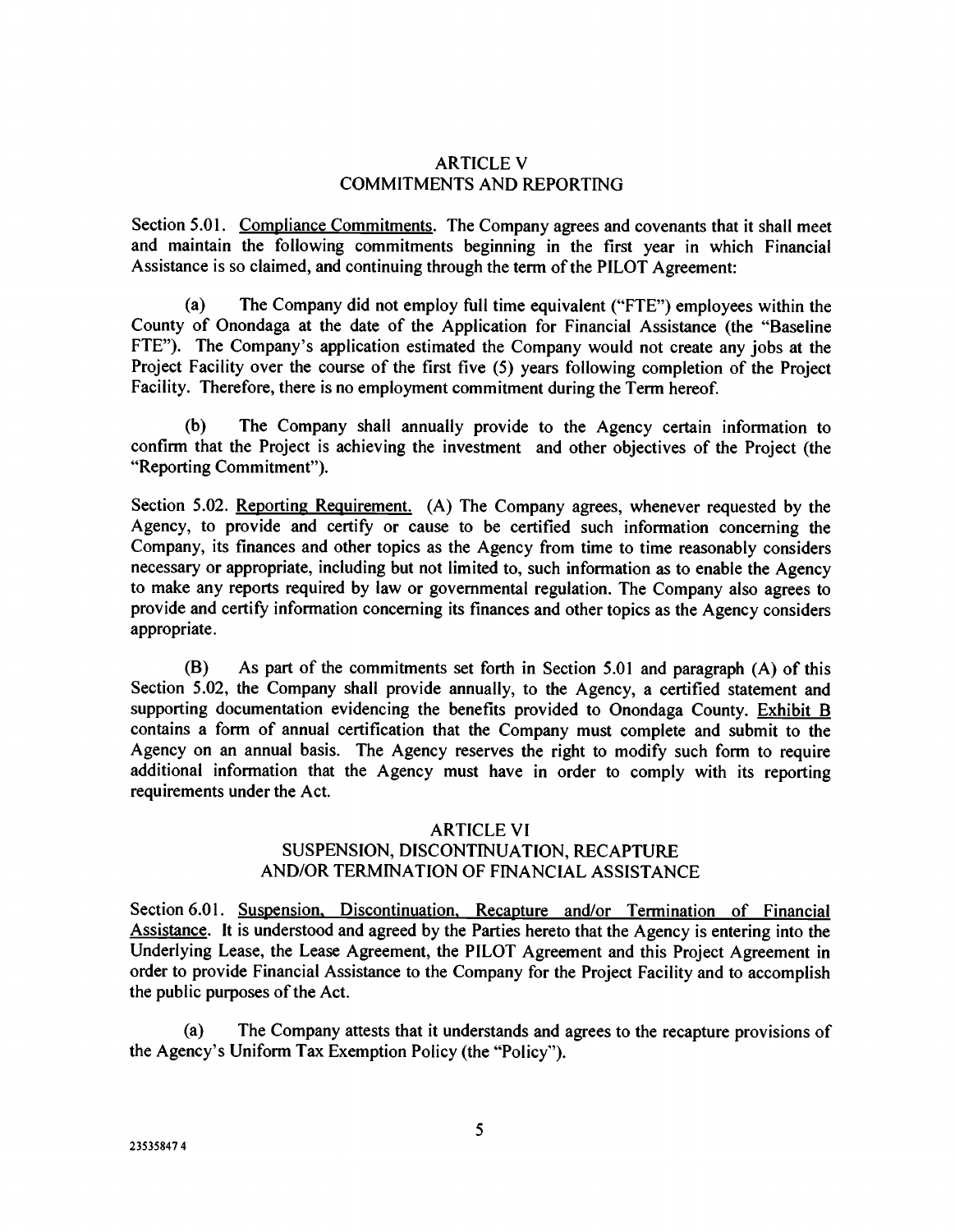## ARTICLE V
## COMMITMENTS AND REPORTING

Section 5.01. Compliance Commitments. The Company agrees and covenants that it shall meet and maintain the following commitments beginning in the first year in which Financial Assistance is so claimed, and continuing through the term of the PILOT Agreement:

(a) The Company did not employ full time equivalent ("FTE") employees within the County of Onondaga at the date of the Application for Financial Assistance (the "Baseline FTE"). The Company's application estimated the Company would not create any jobs at the Project Facility over the course of the first five (5) years following completion of the Project Facility. Therefore, there is no employment commitment during the Term hereof.

(b) The Company shall annually provide to the Agency certain information to confirm that the Project is achieving the investment and other objectives of the Project (the "Reporting Commitment").

Section 5.02. Reporting Requirement. (A) The Company agrees, whenever requested by the Agency, to provide and certify or cause to be certified such information concerning the Company, its finances and other topics as the Agency from time to time reasonably considers necessary or appropriate, including but not limited to, such information as to enable the Agency to make any reports required by law or governmental regulation. The Company also agrees to provide and certify information concerning its finances and other topics as the Agency considers appropriate.

(B) As part of the commitments set forth in Section 5.01 and paragraph (A) of this Section 5.02, the Company shall provide annually, to the Agency, a certified statement and supporting documentation evidencing the benefits provided to Onondaga County. Exhibit B contains a form of annual certification that the Company must complete and submit to the Agency on an annual basis. The Agency reserves the right to modify such form to require additional information that the Agency must have in order to comply with its reporting requirements under the Act.

## ARTICLE VI
## SUSPENSION, DISCONTINUATION, RECAPTURE AND/OR TERMINATION OF FINANCIAL ASSISTANCE

Section 6.01. Suspension, Discontinuation, Recapture and/or Termination of Financial Assistance. It is understood and agreed by the Parties hereto that the Agency is entering into the Underlying Lease, the Lease Agreement, the PILOT Agreement and this Project Agreement in order to provide Financial Assistance to the Company for the Project Facility and to accomplish the public purposes of the Act.

(a) The Company attests that it understands and agrees to the recapture provisions of the Agency's Uniform Tax Exemption Policy (the "Policy").

23535847 4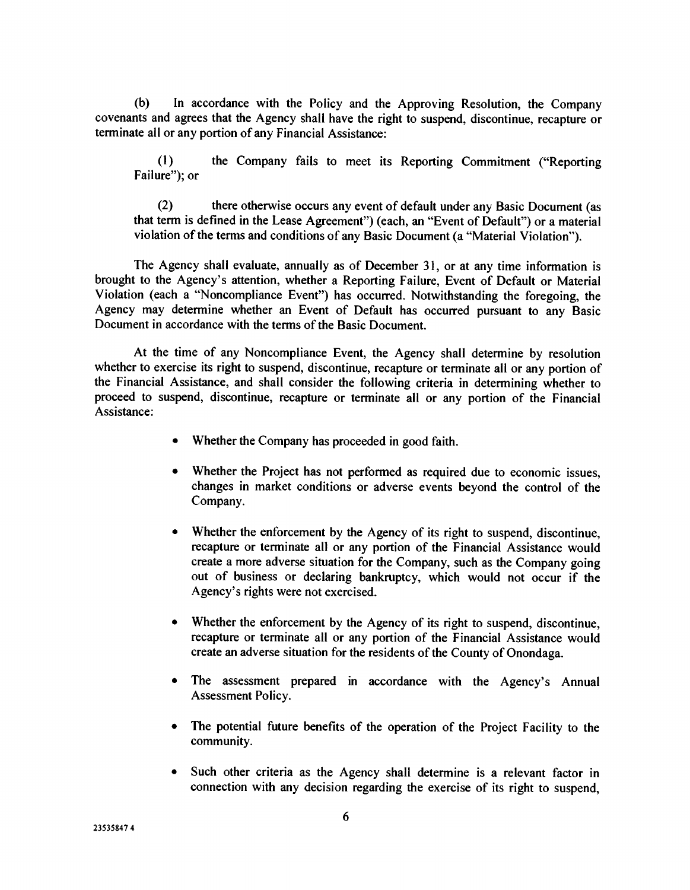(b) In accordance with the Policy and the Approving Resolution, the Company covenants and agrees that the Agency shall have the right to suspend, discontinue, recapture or terminate all or any portion of any Financial Assistance:

> (1) the Company fails to meet its Reporting Commitment ("Reporting Failure"); or
>
> (2) there otherwise occurs any event of default under any Basic Document (as that term is defined in the Lease Agreement") (each, an "Event of Default") or a material violation of the terms and conditions of any Basic Document (a "Material Violation").

The Agency shall evaluate, annually as of December 31, or at any time information is brought to the Agency's attention, whether a Reporting Failure, Event of Default or Material Violation (each a "Noncompliance Event") has occurred. Notwithstanding the foregoing, the Agency may determine whether an Event of Default has occurred pursuant to any Basic Document in accordance with the terms of the Basic Document.

At the time of any Noncompliance Event, the Agency shall determine by resolution whether to exercise its right to suspend, discontinue, recapture or terminate all or any portion of the Financial Assistance, and shall consider the following criteria in determining whether to proceed to suspend, discontinue, recapture or terminate all or any portion of the Financial Assistance:

- Whether the Company has proceeded in good faith.
- Whether the Project has not performed as required due to economic issues, changes in market conditions or adverse events beyond the control of the Company.
- Whether the enforcement by the Agency of its right to suspend, discontinue, recapture or terminate all or any portion of the Financial Assistance would create a more adverse situation for the Company, such as the Company going out of business or declaring bankruptcy, which would not occur if the Agency's rights were not exercised.
- Whether the enforcement by the Agency of its right to suspend, discontinue, recapture or terminate all or any portion of the Financial Assistance would create an adverse situation for the residents of the County of Onondaga.
- The assessment prepared in accordance with the Agency's Annual Assessment Policy.
- The potential future benefits of the operation of the Project Facility to the community.
- Such other criteria as the Agency shall determine is a relevant factor in connection with any decision regarding the exercise of its right to suspend,

23535847 4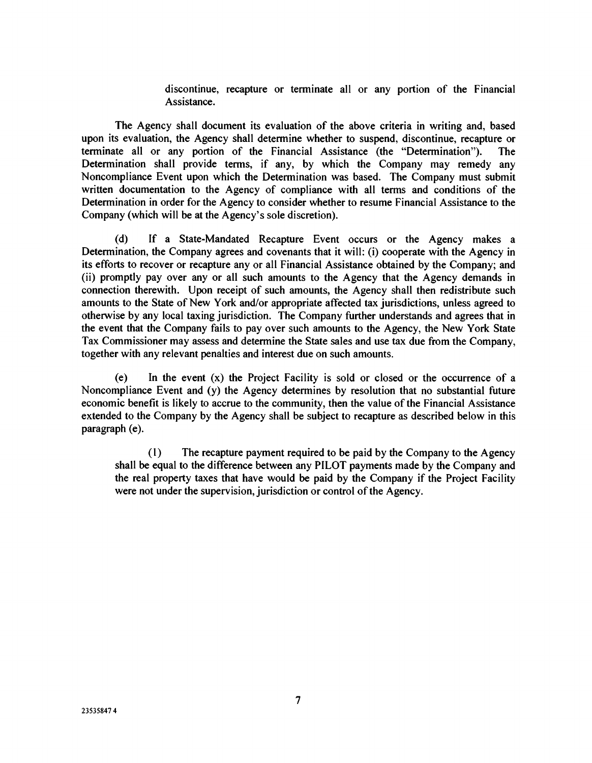discontinue, recapture or terminate all or any portion of the Financial Assistance.

The Agency shall document its evaluation of the above criteria in writing and, based upon its evaluation, the Agency shall determine whether to suspend, discontinue, recapture or terminate all or any portion of the Financial Assistance (the "Determination"). The Determination shall provide terms, if any, by which the Company may remedy any Noncompliance Event upon which the Determination was based. The Company must submit written documentation to the Agency of compliance with all terms and conditions of the Determination in order for the Agency to consider whether to resume Financial Assistance to the Company (which will be at the Agency's sole discretion).

(d) If a State-Mandated Recapture Event occurs or the Agency makes a Determination, the Company agrees and covenants that it will: (i) cooperate with the Agency in its efforts to recover or recapture any or all Financial Assistance obtained by the Company; and (ii) promptly pay over any or all such amounts to the Agency that the Agency demands in connection therewith. Upon receipt of such amounts, the Agency shall then redistribute such amounts to the State of New York and/or appropriate affected tax jurisdictions, unless agreed to otherwise by any local taxing jurisdiction. The Company further understands and agrees that in the event that the Company fails to pay over such amounts to the Agency, the New York State Tax Commissioner may assess and determine the State sales and use tax due from the Company, together with any relevant penalties and interest due on such amounts.

(e) In the event (x) the Project Facility is sold or closed or the occurrence of a Noncompliance Event and (y) the Agency determines by resolution that no substantial future economic benefit is likely to accrue to the community, then the value of the Financial Assistance extended to the Company by the Agency shall be subject to recapture as described below in this paragraph (e).

(1) The recapture payment required to be paid by the Company to the Agency shall be equal to the difference between any PILOT payments made by the Company and the real property taxes that have would be paid by the Company if the Project Facility were not under the supervision, jurisdiction or control of the Agency.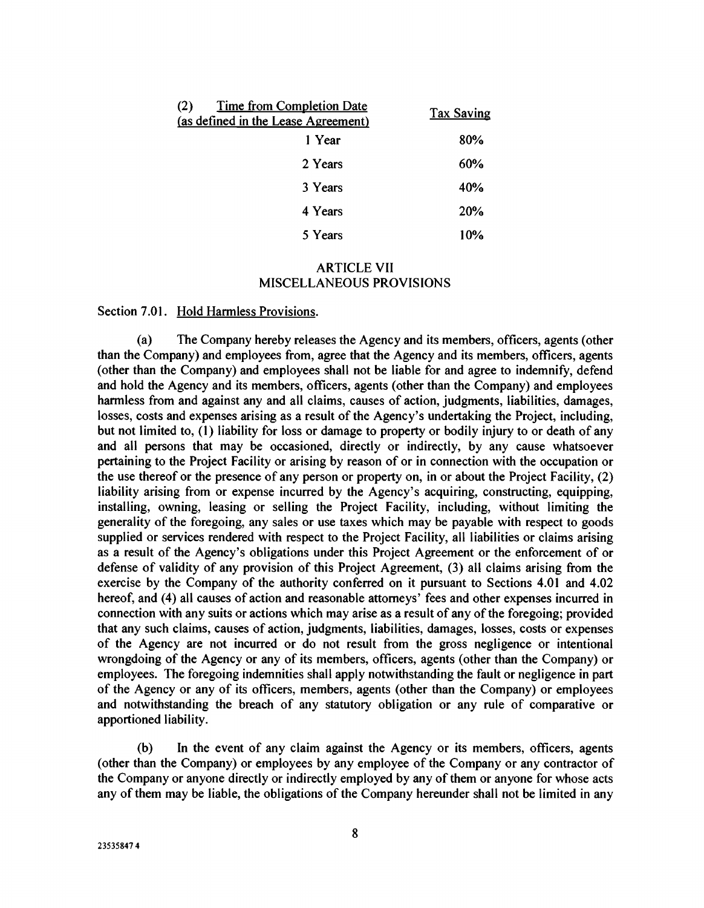| (2) Time from Completion Date (as defined in the Lease Agreement) | Tax Saving |
|---|---|
| 1 Year | 80% |
| 2 Years | 60% |
| 3 Years | 40% |
| 4 Years | 20% |
| 5 Years | 10% |

## ARTICLE VII
## MISCELLANEOUS PROVISIONS

Section 7.01. Hold Harmless Provisions.

(a) The Company hereby releases the Agency and its members, officers, agents (other than the Company) and employees from, agree that the Agency and its members, officers, agents (other than the Company) and employees shall not be liable for and agree to indemnify, defend and hold the Agency and its members, officers, agents (other than the Company) and employees harmless from and against any and all claims, causes of action, judgments, liabilities, damages, losses, costs and expenses arising as a result of the Agency's undertaking the Project, including, but not limited to, (1) liability for loss or damage to property or bodily injury to or death of any and all persons that may be occasioned, directly or indirectly, by any cause whatsoever pertaining to the Project Facility or arising by reason of or in connection with the occupation or the use thereof or the presence of any person or property on, in or about the Project Facility, (2) liability arising from or expense incurred by the Agency's acquiring, constructing, equipping, installing, owning, leasing or selling the Project Facility, including, without limiting the generality of the foregoing, any sales or use taxes which may be payable with respect to goods supplied or services rendered with respect to the Project Facility, all liabilities or claims arising as a result of the Agency's obligations under this Project Agreement or the enforcement of or defense of validity of any provision of this Project Agreement, (3) all claims arising from the exercise by the Company of the authority conferred on it pursuant to Sections 4.01 and 4.02 hereof, and (4) all causes of action and reasonable attorneys' fees and other expenses incurred in connection with any suits or actions which may arise as a result of any of the foregoing; provided that any such claims, causes of action, judgments, liabilities, damages, losses, costs or expenses of the Agency are not incurred or do not result from the gross negligence or intentional wrongdoing of the Agency or any of its members, officers, agents (other than the Company) or employees. The foregoing indemnities shall apply notwithstanding the fault or negligence in part of the Agency or any of its officers, members, agents (other than the Company) or employees and notwithstanding the breach of any statutory obligation or any rule of comparative or apportioned liability.

(b) In the event of any claim against the Agency or its members, officers, agents (other than the Company) or employees by any employee of the Company or any contractor of the Company or anyone directly or indirectly employed by any of them or anyone for whose acts any of them may be liable, the obligations of the Company hereunder shall not be limited in any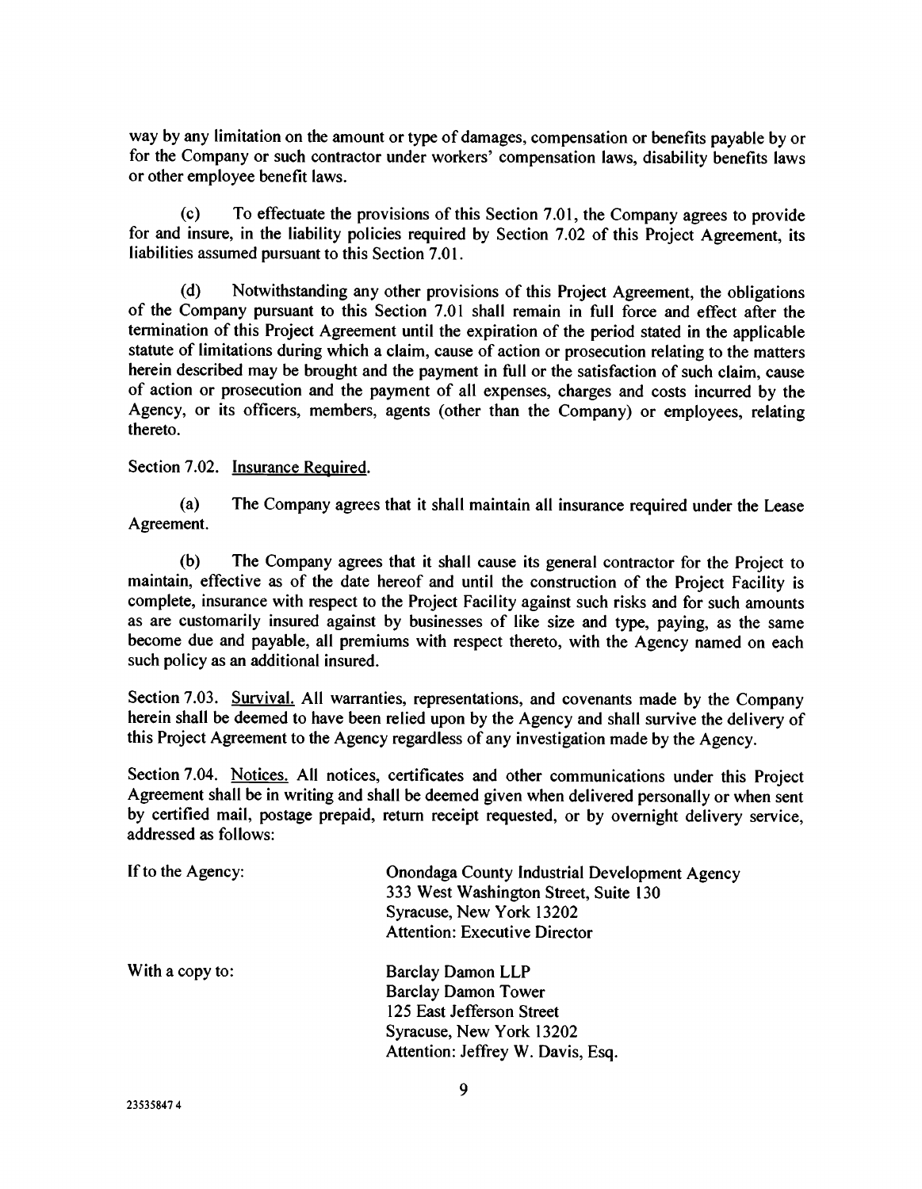way by any limitation on the amount or type of damages, compensation or benefits payable by or for the Company or such contractor under workers' compensation laws, disability benefits laws or other employee benefit laws.

(c) To effectuate the provisions of this Section 7.01, the Company agrees to provide for and insure, in the liability policies required by Section 7.02 of this Project Agreement, its liabilities assumed pursuant to this Section 7.01.

(d) Notwithstanding any other provisions of this Project Agreement, the obligations of the Company pursuant to this Section 7.01 shall remain in full force and effect after the termination of this Project Agreement until the expiration of the period stated in the applicable statute of limitations during which a claim, cause of action or prosecution relating to the matters herein described may be brought and the payment in full or the satisfaction of such claim, cause of action or prosecution and the payment of all expenses, charges and costs incurred by the Agency, or its officers, members, agents (other than the Company) or employees, relating thereto.

Section 7.02. Insurance Required.

(a) The Company agrees that it shall maintain all insurance required under the Lease Agreement.

(b) The Company agrees that it shall cause its general contractor for the Project to maintain, effective as of the date hereof and until the construction of the Project Facility is complete, insurance with respect to the Project Facility against such risks and for such amounts as are customarily insured against by businesses of like size and type, paying, as the same become due and payable, all premiums with respect thereto, with the Agency named on each such policy as an additional insured.

Section 7.03. Survival. All warranties, representations, and covenants made by the Company herein shall be deemed to have been relied upon by the Agency and shall survive the delivery of this Project Agreement to the Agency regardless of any investigation made by the Agency.

Section 7.04. Notices. All notices, certificates and other communications under this Project Agreement shall be in writing and shall be deemed given when delivered personally or when sent by certified mail, postage prepaid, return receipt requested, or by overnight delivery service, addressed as follows:

If to the Agency:

Onondaga County Industrial Development Agency
333 West Washington Street, Suite 130
Syracuse, New York 13202
Attention: Executive Director

With a copy to:

Barclay Damon LLP
Barclay Damon Tower
125 East Jefferson Street
Syracuse, New York 13202
Attention: Jeffrey W. Davis, Esq.

23535847 4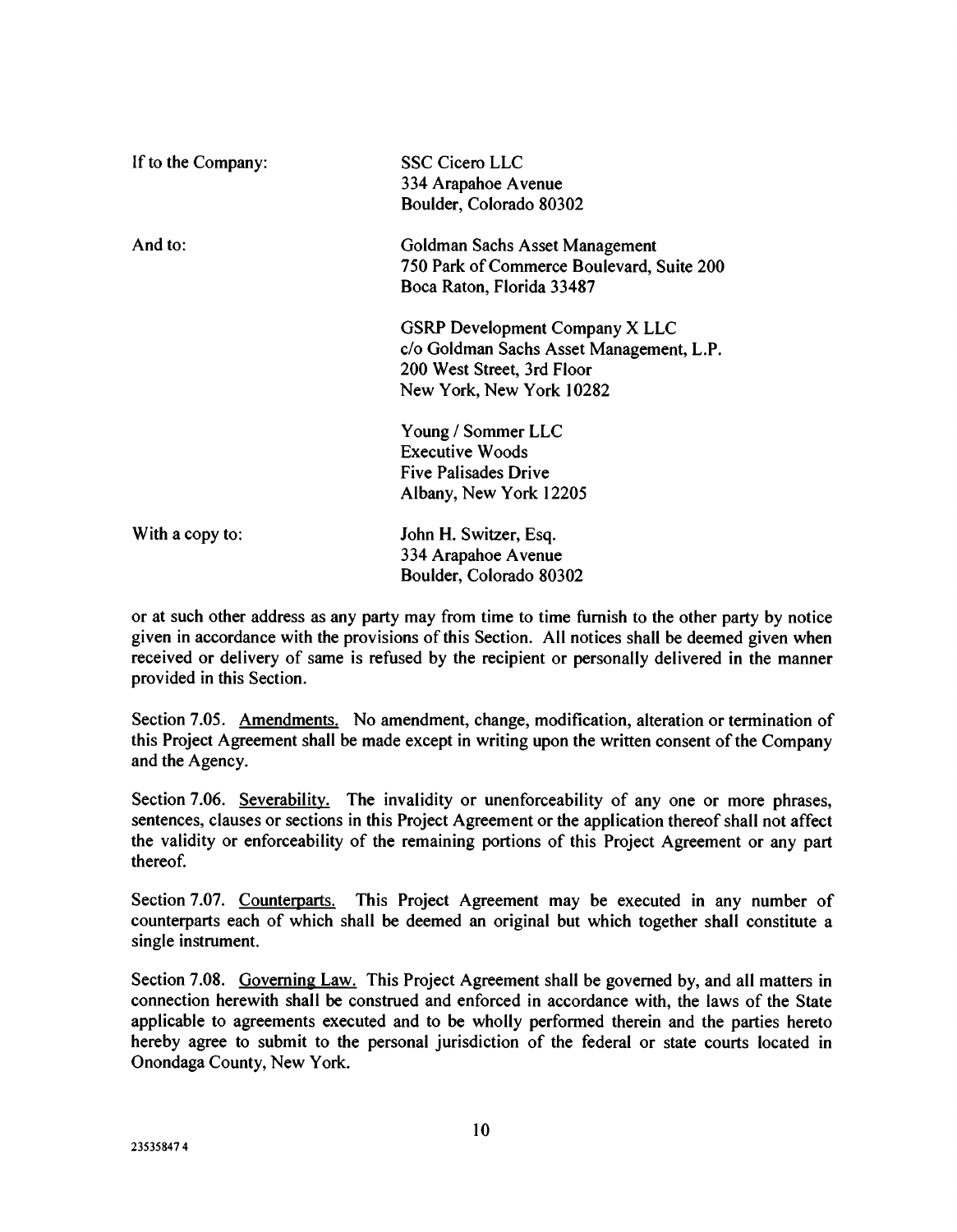If to the Company: SSC Cicero LLC
334 Arapahoe Avenue
Boulder, Colorado 80302

And to: Goldman Sachs Asset Management
750 Park of Commerce Boulevard, Suite 200
Boca Raton, Florida 33487

GSRP Development Company X LLC
c/o Goldman Sachs Asset Management, L.P.
200 West Street, 3rd Floor
New York, New York 10282

Young / Sommer LLC
Executive Woods
Five Palisades Drive
Albany, New York 12205

With a copy to: John H. Switzer, Esq.
334 Arapahoe Avenue
Boulder, Colorado 80302

or at such other address as any party may from time to time furnish to the other party by notice given in accordance with the provisions of this Section. All notices shall be deemed given when received or delivery of same is refused by the recipient or personally delivered in the manner provided in this Section.

Section 7.05. Amendments. No amendment, change, modification, alteration or termination of this Project Agreement shall be made except in writing upon the written consent of the Company and the Agency.

Section 7.06. Severability. The invalidity or unenforceability of any one or more phrases, sentences, clauses or sections in this Project Agreement or the application thereof shall not affect the validity or enforceability of the remaining portions of this Project Agreement or any part thereof.

Section 7.07. Counterparts. This Project Agreement may be executed in any number of counterparts each of which shall be deemed an original but which together shall constitute a single instrument.

Section 7.08. Governing Law. This Project Agreement shall be governed by, and all matters in connection herewith shall be construed and enforced in accordance with, the laws of the State applicable to agreements executed and to be wholly performed therein and the parties hereto hereby agree to submit to the personal jurisdiction of the federal or state courts located in Onondaga County, New York.

23535847 4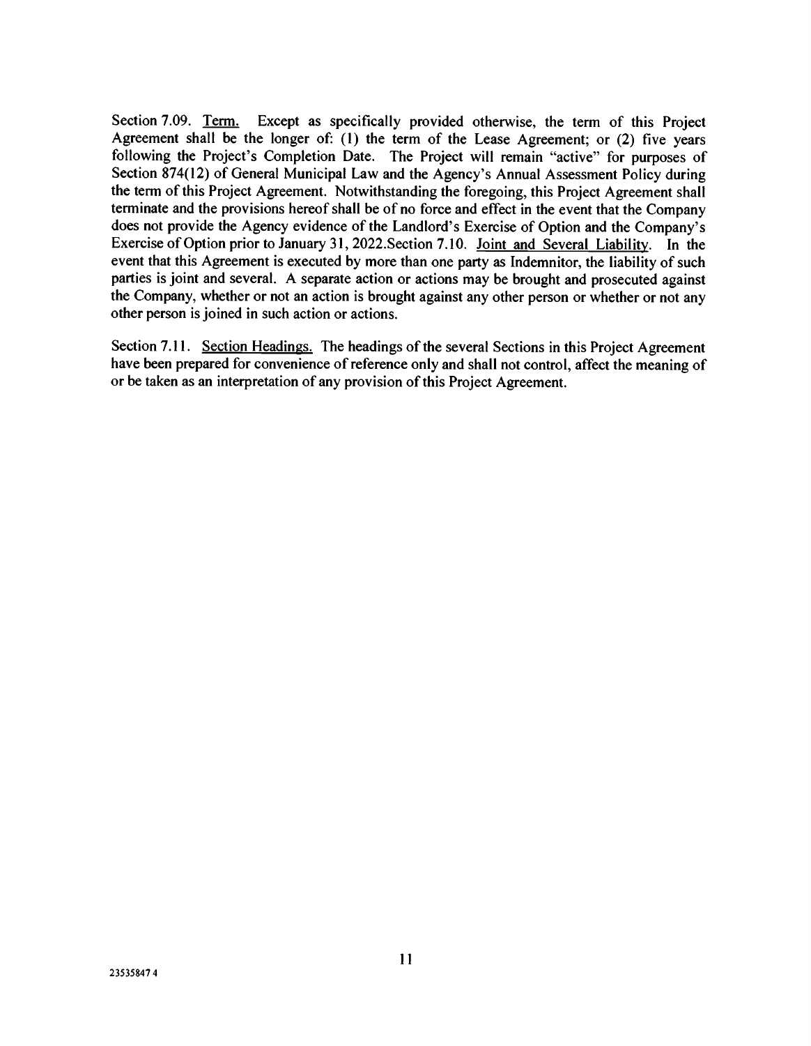Section 7.09. Term. Except as specifically provided otherwise, the term of this Project Agreement shall be the longer of: (1) the term of the Lease Agreement; or (2) five years following the Project's Completion Date. The Project will remain "active" for purposes of Section 874(12) of General Municipal Law and the Agency's Annual Assessment Policy during the term of this Project Agreement. Notwithstanding the foregoing, this Project Agreement shall terminate and the provisions hereof shall be of no force and effect in the event that the Company does not provide the Agency evidence of the Landlord's Exercise of Option and the Company's Exercise of Option prior to January 31, 2022.Section 7.10. Joint and Several Liability. In the event that this Agreement is executed by more than one party as Indemnitor, the liability of such parties is joint and several. A separate action or actions may be brought and prosecuted against the Company, whether or not an action is brought against any other person or whether or not any other person is joined in such action or actions.

Section 7.11. Section Headings. The headings of the several Sections in this Project Agreement have been prepared for convenience of reference only and shall not control, affect the meaning of or be taken as an interpretation of any provision of this Project Agreement.

23535847 4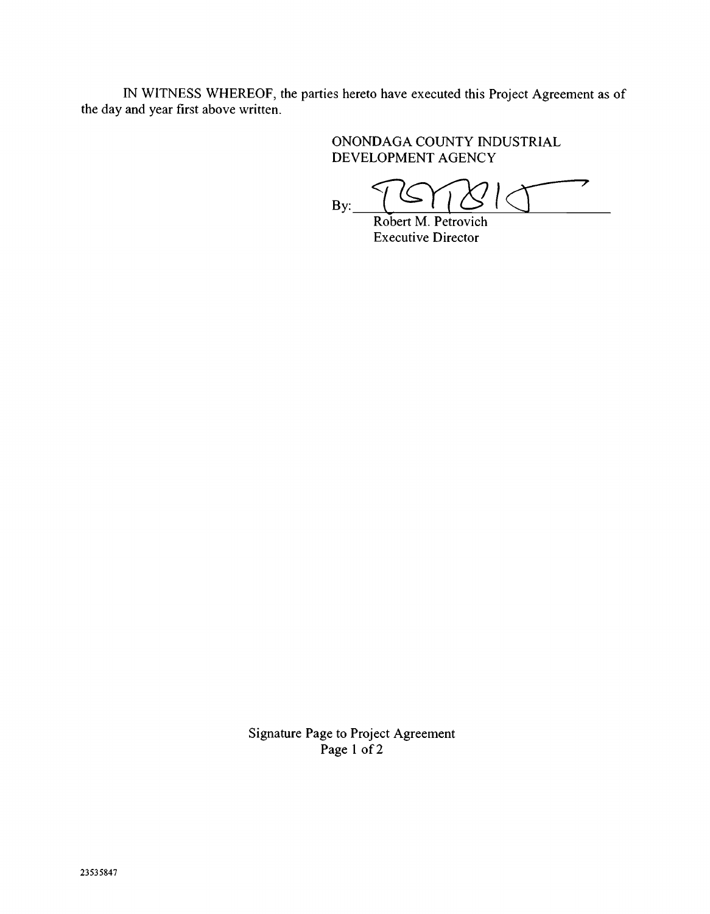IN WITNESS WHEREOF, the parties hereto have executed this Project Agreement as of the day and year first above written.

ONONDAGA COUNTY INDUSTRIAL DEVELOPMENT AGENCY

By: ______________________________
Robert M. Petrovich
Executive Director

Signature Page to Project Agreement
Page 1 of 2

23535847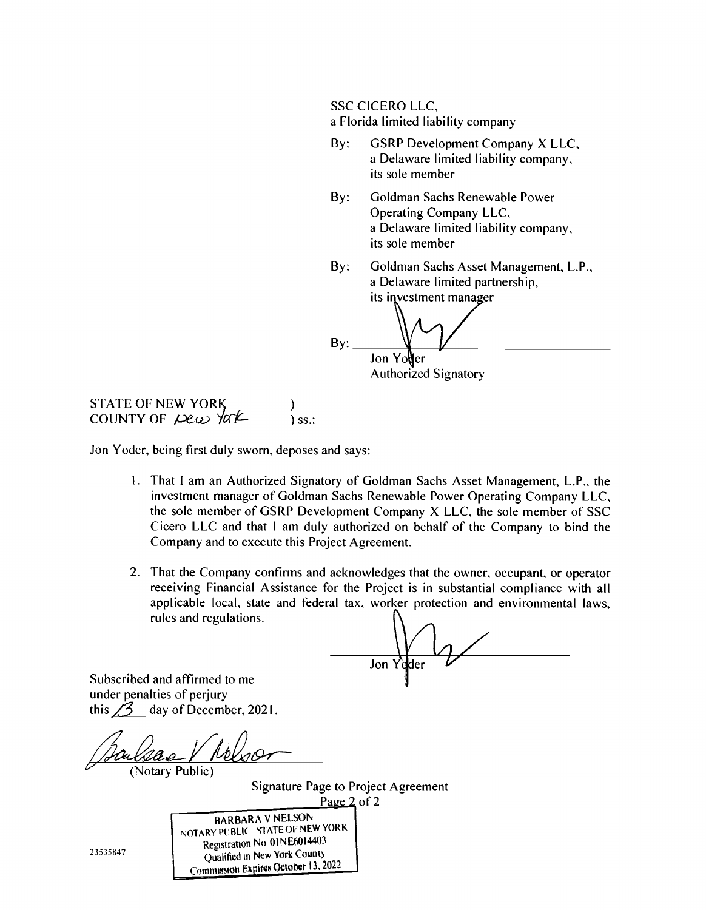SSC CICERO LLC,
a Florida limited liability company

By: GSRP Development Company X LLC,
a Delaware limited liability company,
its sole member

By: Goldman Sachs Renewable Power Operating Company LLC,
a Delaware limited liability company,
its sole member

By: Goldman Sachs Asset Management, L.P.,
a Delaware limited partnership,
its investment manager

By: ______________________________
Jon Yoder
Authorized Signatory

STATE OF NEW YORK )
COUNTY OF New York ) ss.:

Jon Yoder, being first duly sworn, deposes and says:

1. That I am an Authorized Signatory of Goldman Sachs Asset Management, L.P., the investment manager of Goldman Sachs Renewable Power Operating Company LLC, the sole member of GSRP Development Company X LLC, the sole member of SSC Cicero LLC and that I am duly authorized on behalf of the Company to bind the Company and to execute this Project Agreement.

2. That the Company confirms and acknowledges that the owner, occupant, or operator receiving Financial Assistance for the Project is in substantial compliance with all applicable local, state and federal tax, worker protection and environmental laws, rules and regulations.

______________________________
Jon Yoder

Subscribed and affirmed to me
under penalties of perjury
this 13 day of December, 2021.

______________________________
(Notary Public)

Signature Page to Project Agreement

BARBARA V NELSON
NOTARY PUBLIC STATE OF NEW YORK
Registration No 01NE6014403
Qualified in New York County
Commission Expires October 13, 2022

23535847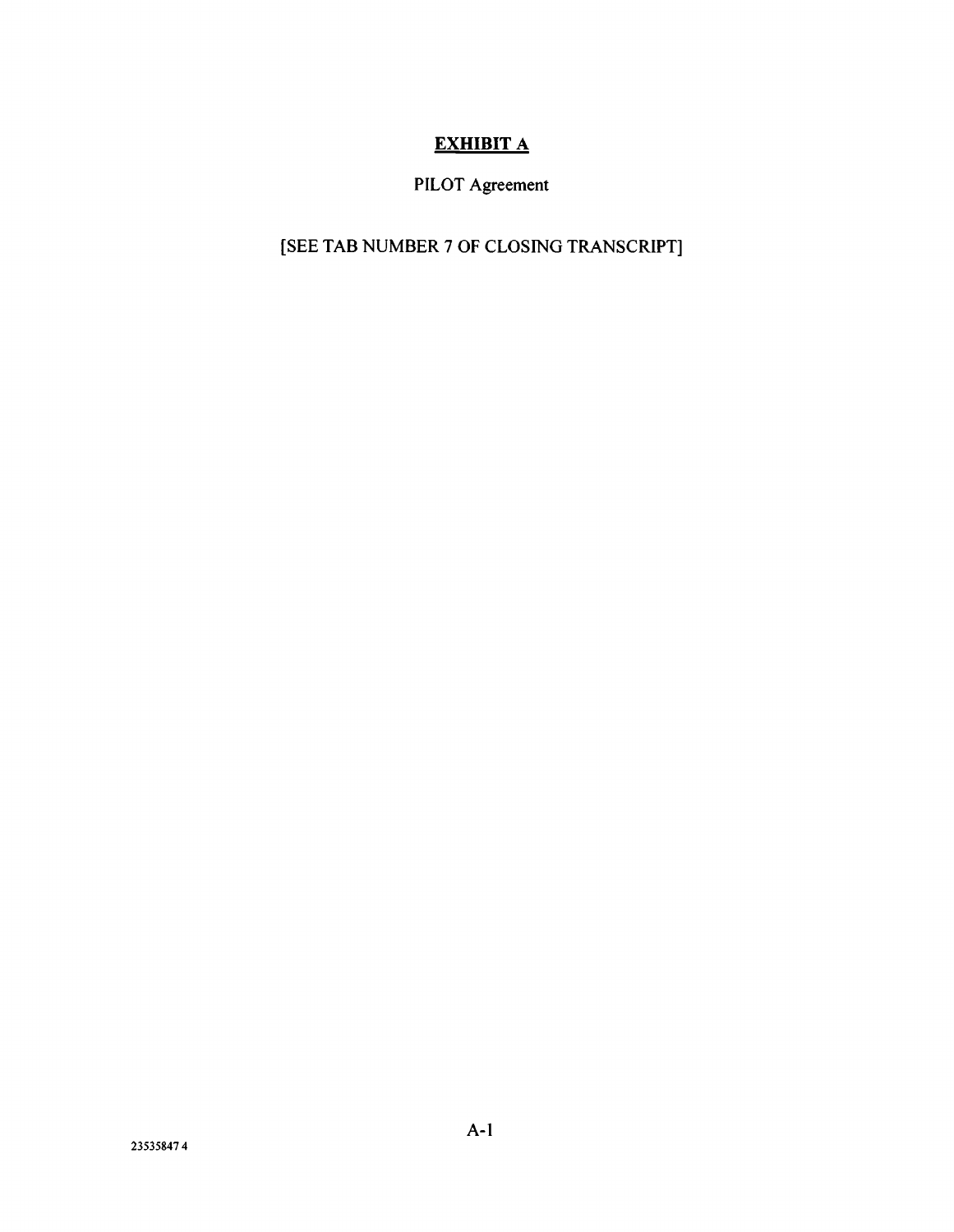# EXHIBIT A

PILOT Agreement

[SEE TAB NUMBER 7 OF CLOSING TRANSCRIPT]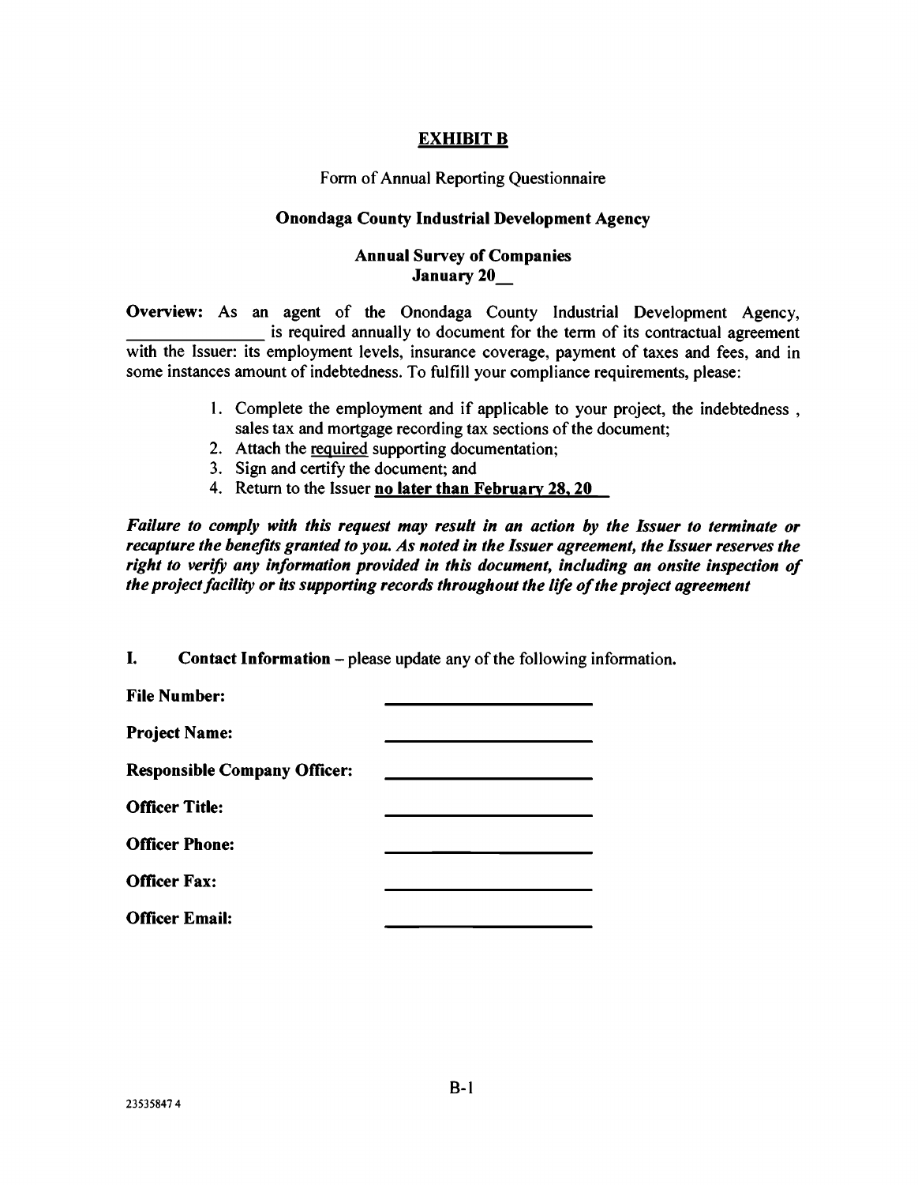# EXHIBIT B

Form of Annual Reporting Questionnaire

**Onondaga County Industrial Development Agency**

**Annual Survey of Companies**
**January 20__**

**Overview:** As an agent of the Onondaga County Industrial Development Agency, _______________ is required annually to document for the term of its contractual agreement with the Issuer: its employment levels, insurance coverage, payment of taxes and fees, and in some instances amount of indebtedness. To fulfill your compliance requirements, please:

1. Complete the employment and if applicable to your project, the indebtedness , sales tax and mortgage recording tax sections of the document;
2. Attach the required supporting documentation;
3. Sign and certify the document; and
4. Return to the Issuer **no later than February 28, 20__**

***Failure to comply with this request may result in an action by the Issuer to terminate or recapture the benefits granted to you. As noted in the Issuer agreement, the Issuer reserves the right to verify any information provided in this document, including an onsite inspection of the project facility or its supporting records throughout the life of the project agreement***

**I. Contact Information** – please update any of the following information.

**File Number:** ______________________

**Project Name:** ______________________

**Responsible Company Officer:** ______________________

**Officer Title:** ______________________

**Officer Phone:** ______________________

**Officer Fax:** ______________________

**Officer Email:** ______________________

23535847 4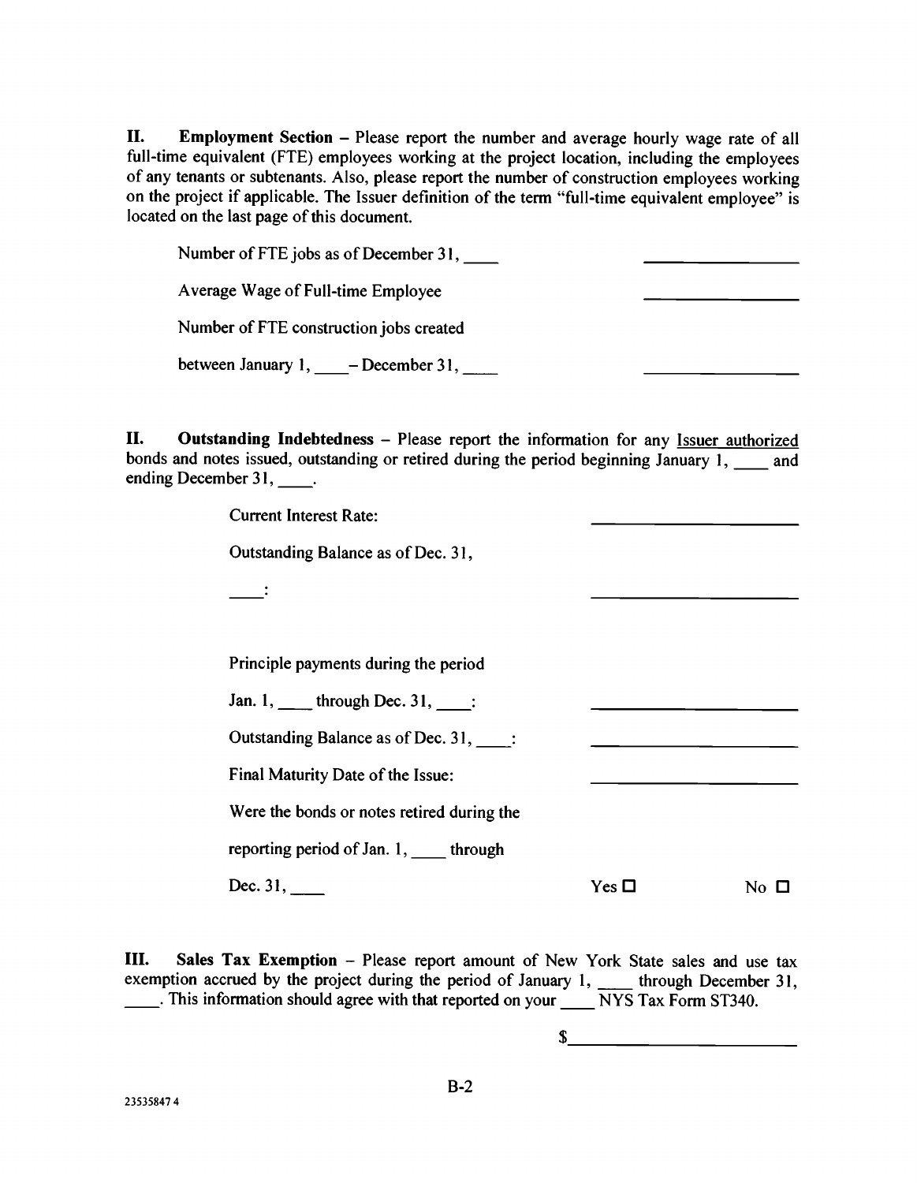**II. Employment Section** – Please report the number and average hourly wage rate of all full-time equivalent (FTE) employees working at the project location, including the employees of any tenants or subtenants. Also, please report the number of construction employees working on the project if applicable. The Issuer definition of the term "full-time equivalent employee" is located on the last page of this document.

Number of FTE jobs as of December 31, ____ ________________

Average Wage of Full-time Employee ________________

Number of FTE construction jobs created

between January 1, ____ – December 31, ____ ________________

**II. Outstanding Indebtedness** – Please report the information for any Issuer authorized bonds and notes issued, outstanding or retired during the period beginning January 1, ____ and ending December 31, ____.

Current Interest Rate: ____________________

Outstanding Balance as of Dec. 31,

____: ____________________

Principle payments during the period

Jan. 1, ____ through Dec. 31, ____: ____________________

Outstanding Balance as of Dec. 31, ____: ____________________

Final Maturity Date of the Issue: ____________________

Were the bonds or notes retired during the

reporting period of Jan. 1, ____ through

Dec. 31, ____ Yes ☐ No ☐

**III. Sales Tax Exemption** – Please report amount of New York State sales and use tax exemption accrued by the project during the period of January 1, ____ through December 31, ____. This information should agree with that reported on your ____ NYS Tax Form ST340.

$____________________

B-2

23535847 4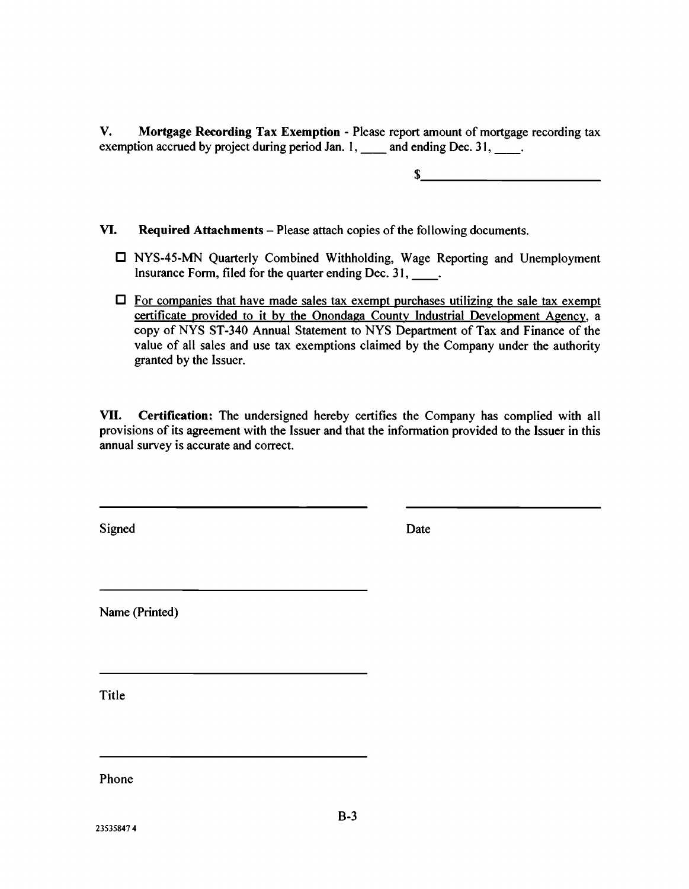**V. Mortgage Recording Tax Exemption** - Please report amount of mortgage recording tax exemption accrued by project during period Jan. 1, ____ and ending Dec. 31, ____.

$____________________________

**VI. Required Attachments** – Please attach copies of the following documents.

- ☐ NYS-45-MN Quarterly Combined Withholding, Wage Reporting and Unemployment Insurance Form, filed for the quarter ending Dec. 31, ____.
- ☐ <u>For companies that have made sales tax exempt purchases utilizing the sale tax exempt certificate provided to it by the Onondaga County Industrial Development Agency</u>, a copy of NYS ST-340 Annual Statement to NYS Department of Tax and Finance of the value of all sales and use tax exemptions claimed by the Company under the authority granted by the Issuer.

**VII. Certification:** The undersigned hereby certifies the Company has complied with all provisions of its agreement with the Issuer and that the information provided to the Issuer in this annual survey is accurate and correct.

____________________________________ ____________________________

Signed Date

____________________________________

Name (Printed)

____________________________________

Title

____________________________________

Phone

B-3

23535847 4